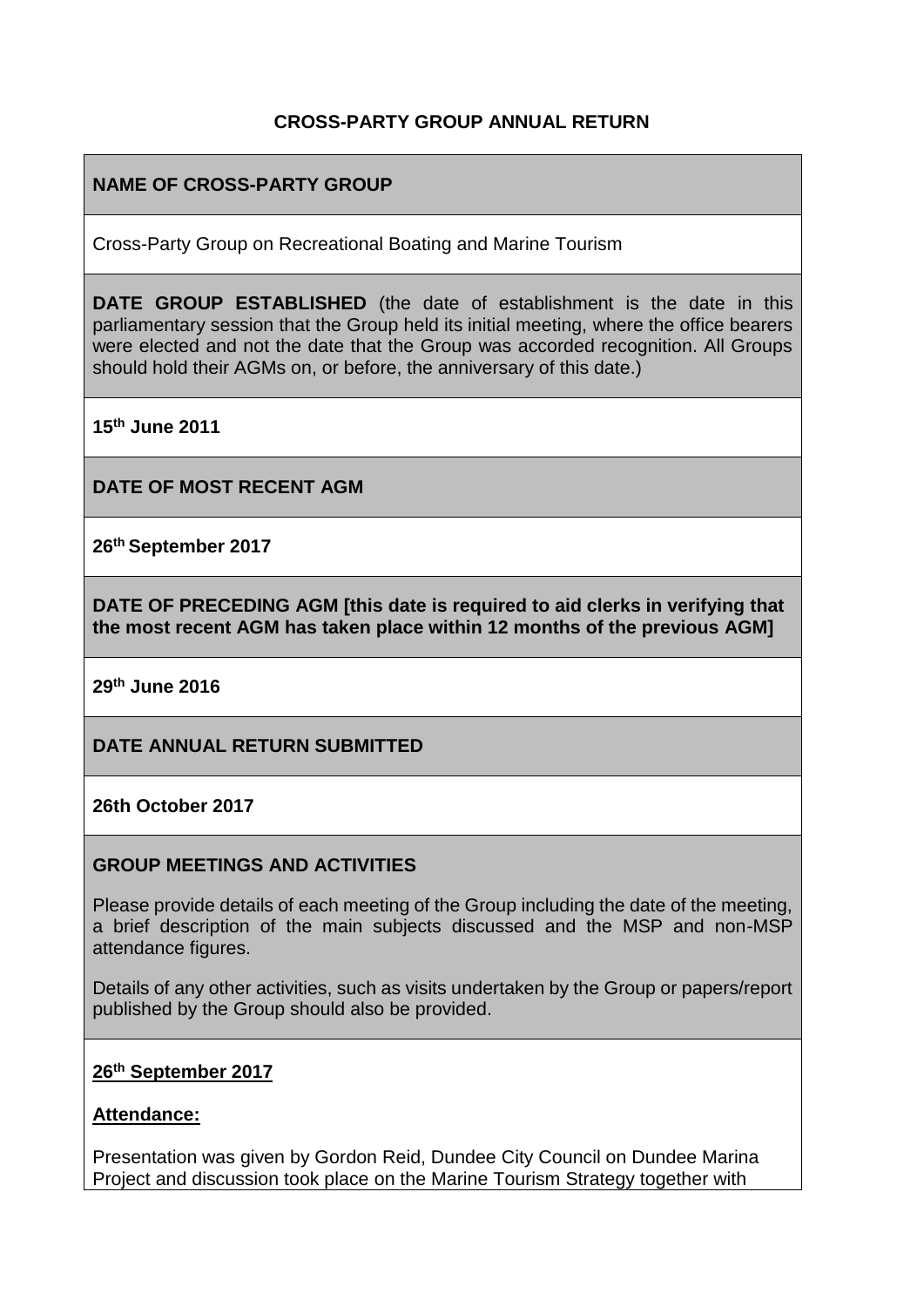**CROSS-PARTY GROUP ANNUAL RETURN**

**NAME OF CROSS-PARTY GROUP**

Cross-Party Group on Recreational Boating and Marine Tourism

**DATE GROUP ESTABLISHED** (the date of establishment is the date in this parliamentary session that the Group held its initial meeting, where the office bearers were elected and not the date that the Group was accorded recognition. All Groups should hold their AGMs on, or before, the anniversary of this date.)

**15th June 2011**

**DATE OF MOST RECENT AGM**

**26th September 2017**

**DATE OF PRECEDING AGM [this date is required to aid clerks in verifying that the most recent AGM has taken place within 12 months of the previous AGM]**

**29th June 2016**

**DATE ANNUAL RETURN SUBMITTED**

**26th October 2017**

**GROUP MEETINGS AND ACTIVITIES**

Please provide details of each meeting of the Group including the date of the meeting, a brief description of the main subjects discussed and the MSP and non-MSP attendance figures.

Details of any other activities, such as visits undertaken by the Group or papers/report published by the Group should also be provided.

**26th September 2017**

**Attendance:**

Presentation was given by Gordon Reid, Dundee City Council on Dundee Marina Project and discussion took place on the Marine Tourism Strategy together with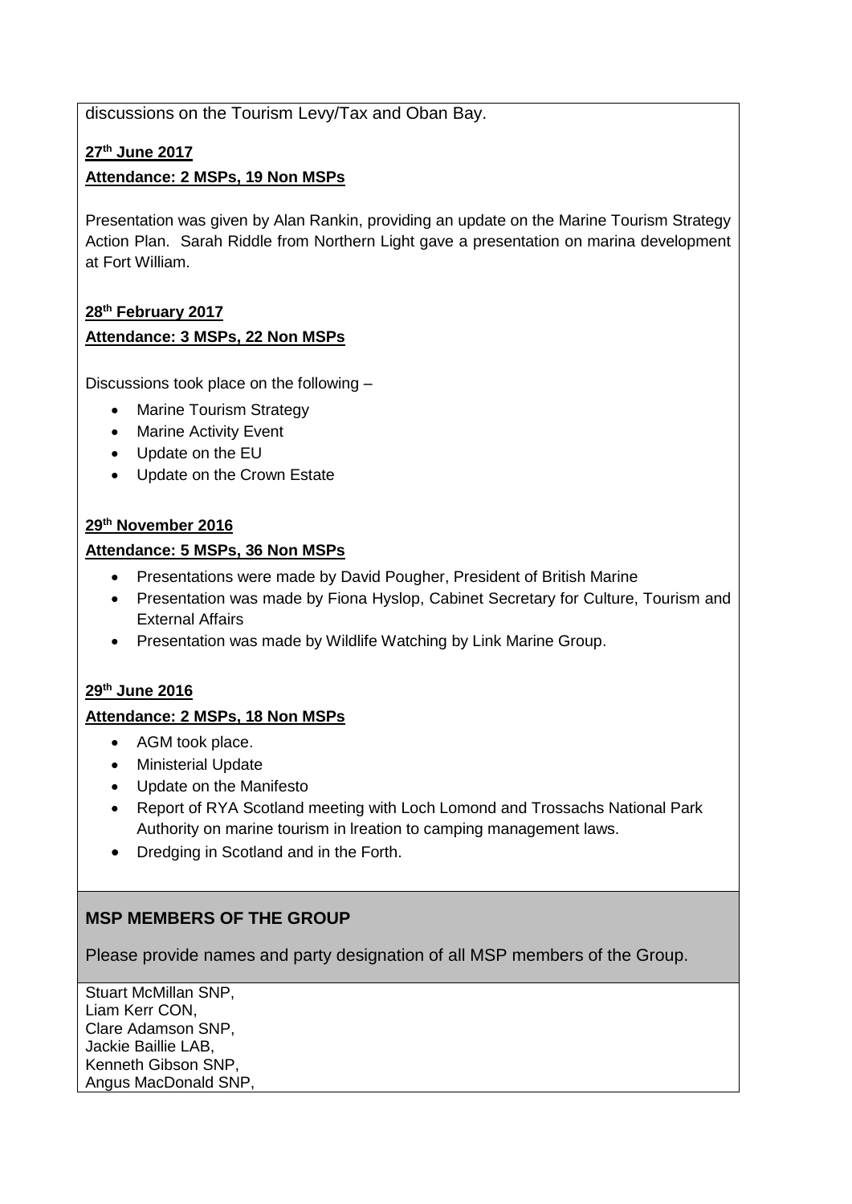discussions on the Tourism Levy/Tax and Oban Bay.

**27th June 2017**

**Attendance: 2 MSPs, 19 Non MSPs**

Presentation was given by Alan Rankin, providing an update on the Marine Tourism Strategy Action Plan. Sarah Riddle from Northern Light gave a presentation on marina development at Fort William.

**28th February 2017**

**Attendance: 3 MSPs, 22 Non MSPs**

Discussions took place on the following –

- Marine Tourism Strategy
- Marine Activity Event
- Update on the EU
- Update on the Crown Estate

**29th November 2016**

**Attendance: 5 MSPs, 36 Non MSPs**

- Presentations were made by David Pougher, President of British Marine
- Presentation was made by Fiona Hyslop, Cabinet Secretary for Culture, Tourism and External Affairs
- Presentation was made by Wildlife Watching by Link Marine Group.

**29th June 2016**

**Attendance: 2 MSPs, 18 Non MSPs**

- AGM took place.
- Ministerial Update
- Update on the Manifesto
- Report of RYA Scotland meeting with Loch Lomond and Trossachs National Park Authority on marine tourism in lreation to camping management laws.
- Dredging in Scotland and in the Forth.

## MSP MEMBERS OF THE GROUP

Please provide names and party designation of all MSP members of the Group.

Stuart McMillan SNP,
Liam Kerr CON,
Clare Adamson SNP,
Jackie Baillie LAB,
Kenneth Gibson SNP,
Angus MacDonald SNP,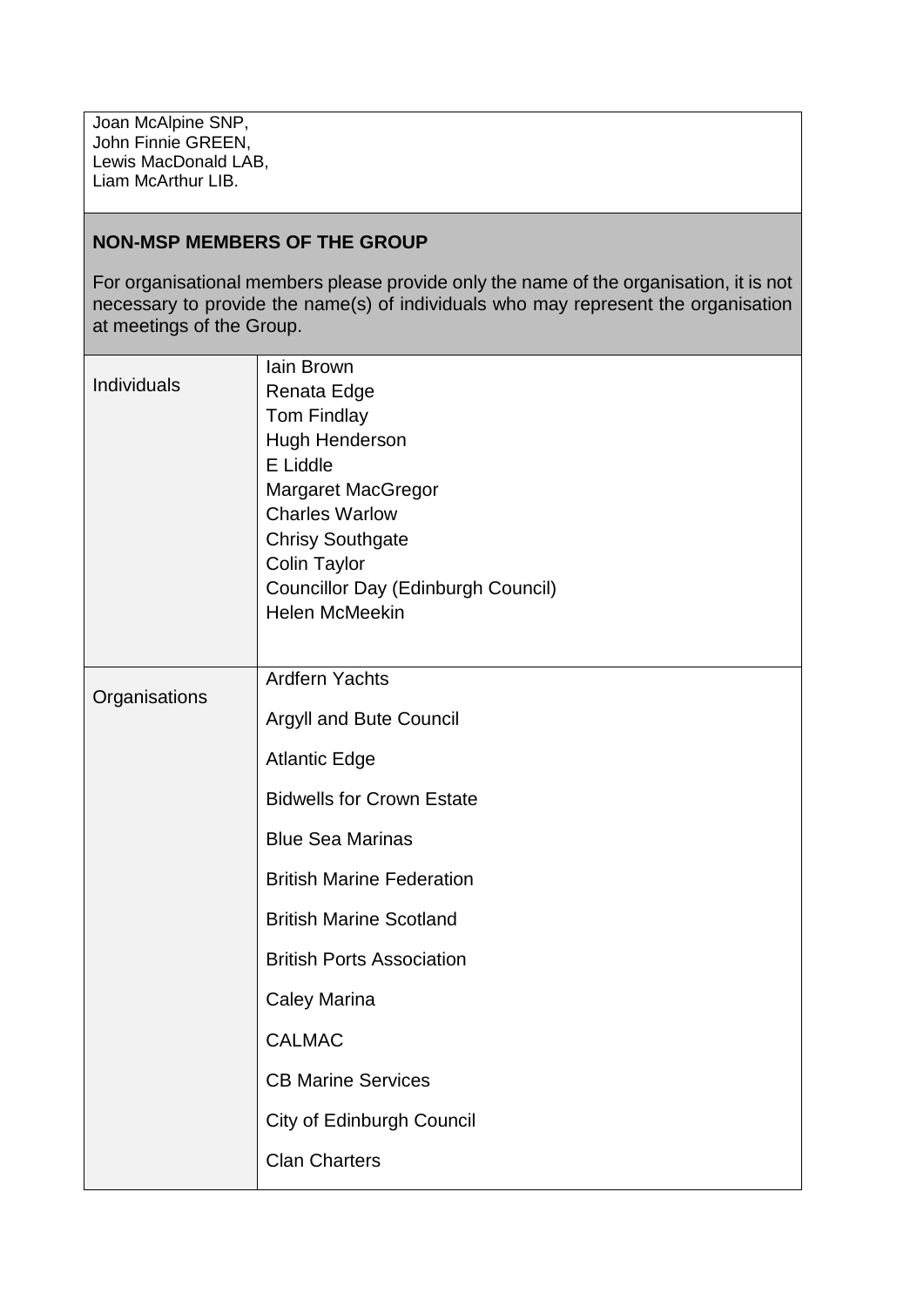Joan McAlpine SNP,
John Finnie GREEN,
Lewis MacDonald LAB,
Liam McArthur LIB.

**NON-MSP MEMBERS OF THE GROUP**

For organisational members please provide only the name of the organisation, it is not necessary to provide the name(s) of individuals who may represent the organisation at meetings of the Group.

| | |
|---|---|
| Individuals | Iain Brown<br>Renata Edge<br>Tom Findlay<br>Hugh Henderson<br>E Liddle<br>Margaret MacGregor<br>Charles Warlow<br>Chrisy Southgate<br>Colin Taylor<br>Councillor Day (Edinburgh Council)<br>Helen McMeekin |
| Organisations | Ardfern Yachts<br>Argyll and Bute Council<br>Atlantic Edge<br>Bidwells for Crown Estate<br>Blue Sea Marinas<br>British Marine Federation<br>British Marine Scotland<br>British Ports Association<br>Caley Marina<br>CALMAC<br>CB Marine Services<br>City of Edinburgh Council<br>Clan Charters |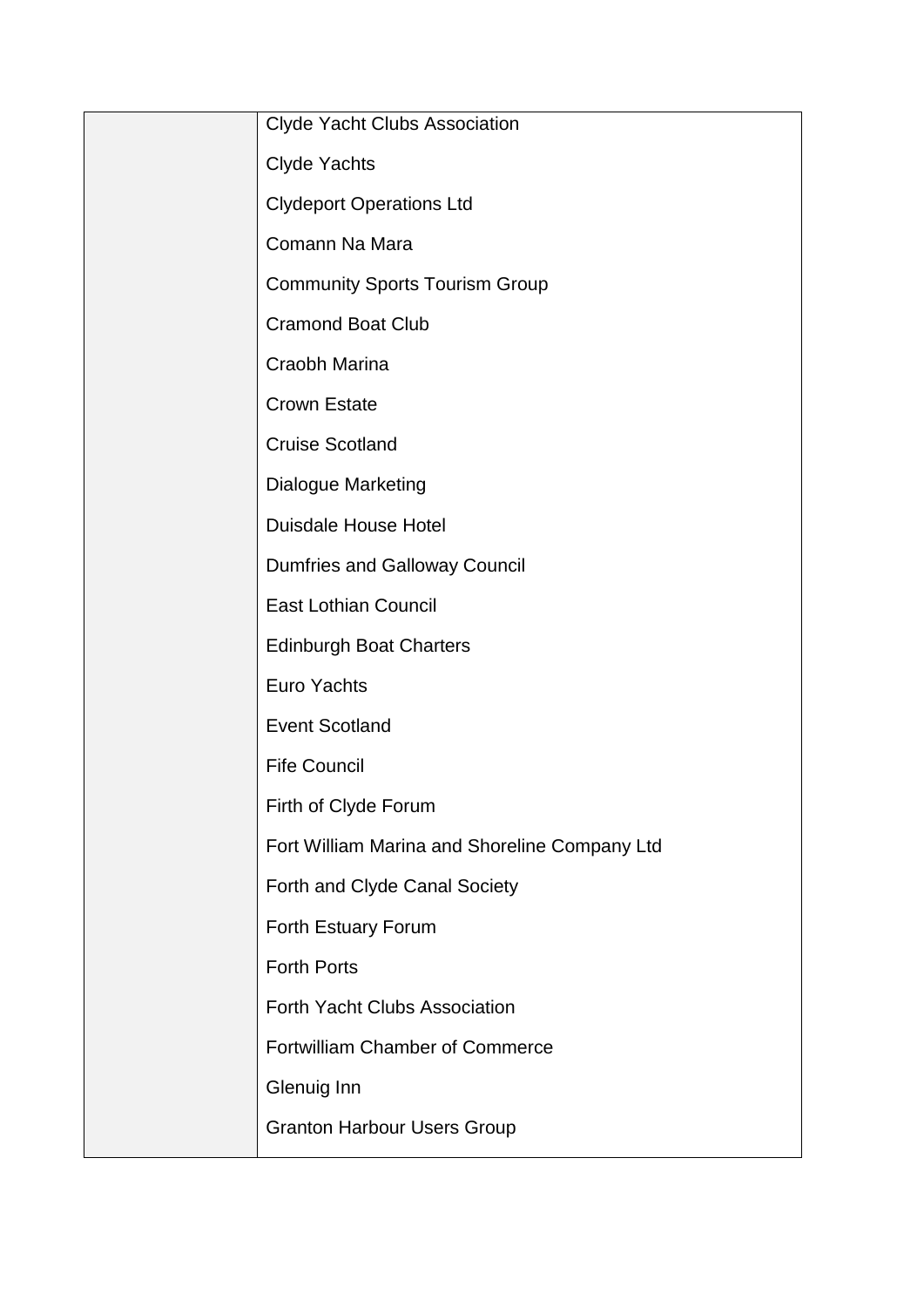|  |  |
| --- | --- |
|  | Clyde Yacht Clubs Association<br><br>Clyde Yachts<br><br>Clydeport Operations Ltd<br><br>Comann Na Mara<br><br>Community Sports Tourism Group<br><br>Cramond Boat Club<br><br>Craobh Marina<br><br>Crown Estate<br><br>Cruise Scotland<br><br>Dialogue Marketing<br><br>Duisdale House Hotel<br><br>Dumfries and Galloway Council<br><br>East Lothian Council<br><br>Edinburgh Boat Charters<br><br>Euro Yachts<br><br>Event Scotland<br><br>Fife Council<br><br>Firth of Clyde Forum<br><br>Fort William Marina and Shoreline Company Ltd<br><br>Forth and Clyde Canal Society<br><br>Forth Estuary Forum<br><br>Forth Ports<br><br>Forth Yacht Clubs Association<br><br>Fortwilliam Chamber of Commerce<br><br>Glenuig Inn<br><br>Granton Harbour Users Group |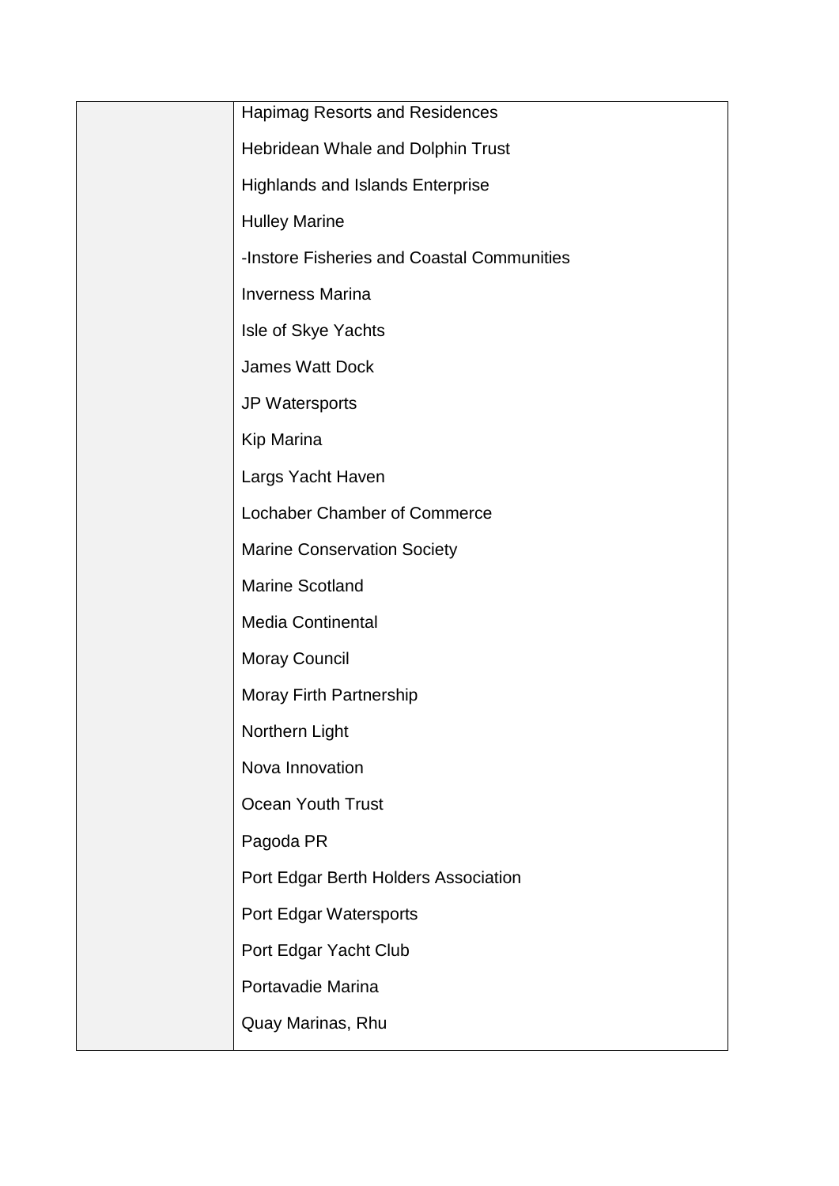| | |
|---|---|
| | Hapimag Resorts and Residences |
| | Hebridean Whale and Dolphin Trust |
| | Highlands and Islands Enterprise |
| | Hulley Marine |
| | -Instore Fisheries and Coastal Communities |
| | Inverness Marina |
| | Isle of Skye Yachts |
| | James Watt Dock |
| | JP Watersports |
| | Kip Marina |
| | Largs Yacht Haven |
| | Lochaber Chamber of Commerce |
| | Marine Conservation Society |
| | Marine Scotland |
| | Media Continental |
| | Moray Council |
| | Moray Firth Partnership |
| | Northern Light |
| | Nova Innovation |
| | Ocean Youth Trust |
| | Pagoda PR |
| | Port Edgar Berth Holders Association |
| | Port Edgar Watersports |
| | Port Edgar Yacht Club |
| | Portavadie Marina |
| | Quay Marinas, Rhu |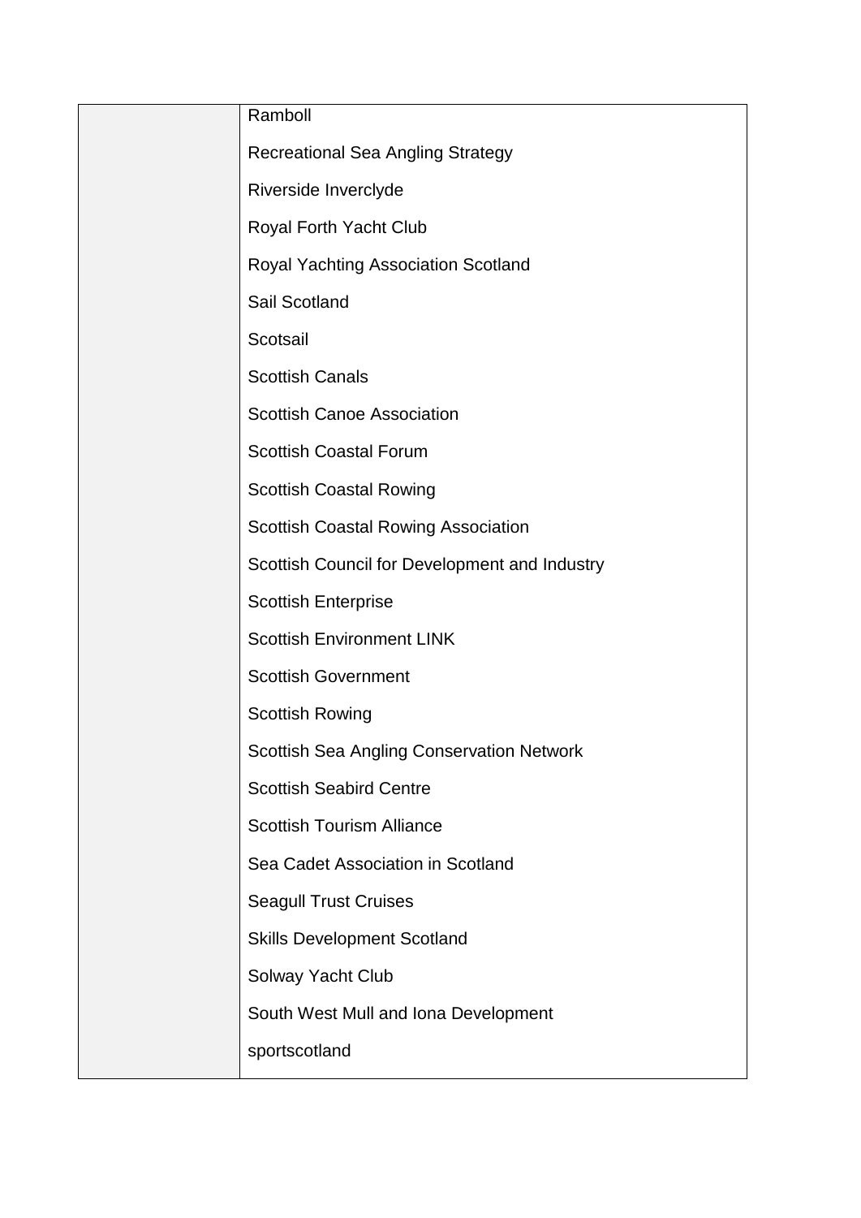|  |  |
| --- | --- |
|  | Ramboll<br>Recreational Sea Angling Strategy<br>Riverside Inverclyde<br>Royal Forth Yacht Club<br>Royal Yachting Association Scotland<br>Sail Scotland<br>Scotsail<br>Scottish Canals<br>Scottish Canoe Association<br>Scottish Coastal Forum<br>Scottish Coastal Rowing<br>Scottish Coastal Rowing Association<br>Scottish Council for Development and Industry<br>Scottish Enterprise<br>Scottish Environment LINK<br>Scottish Government<br>Scottish Rowing<br>Scottish Sea Angling Conservation Network<br>Scottish Seabird Centre<br>Scottish Tourism Alliance<br>Sea Cadet Association in Scotland<br>Seagull Trust Cruises<br>Skills Development Scotland<br>Solway Yacht Club<br>South West Mull and Iona Development<br>sportscotland |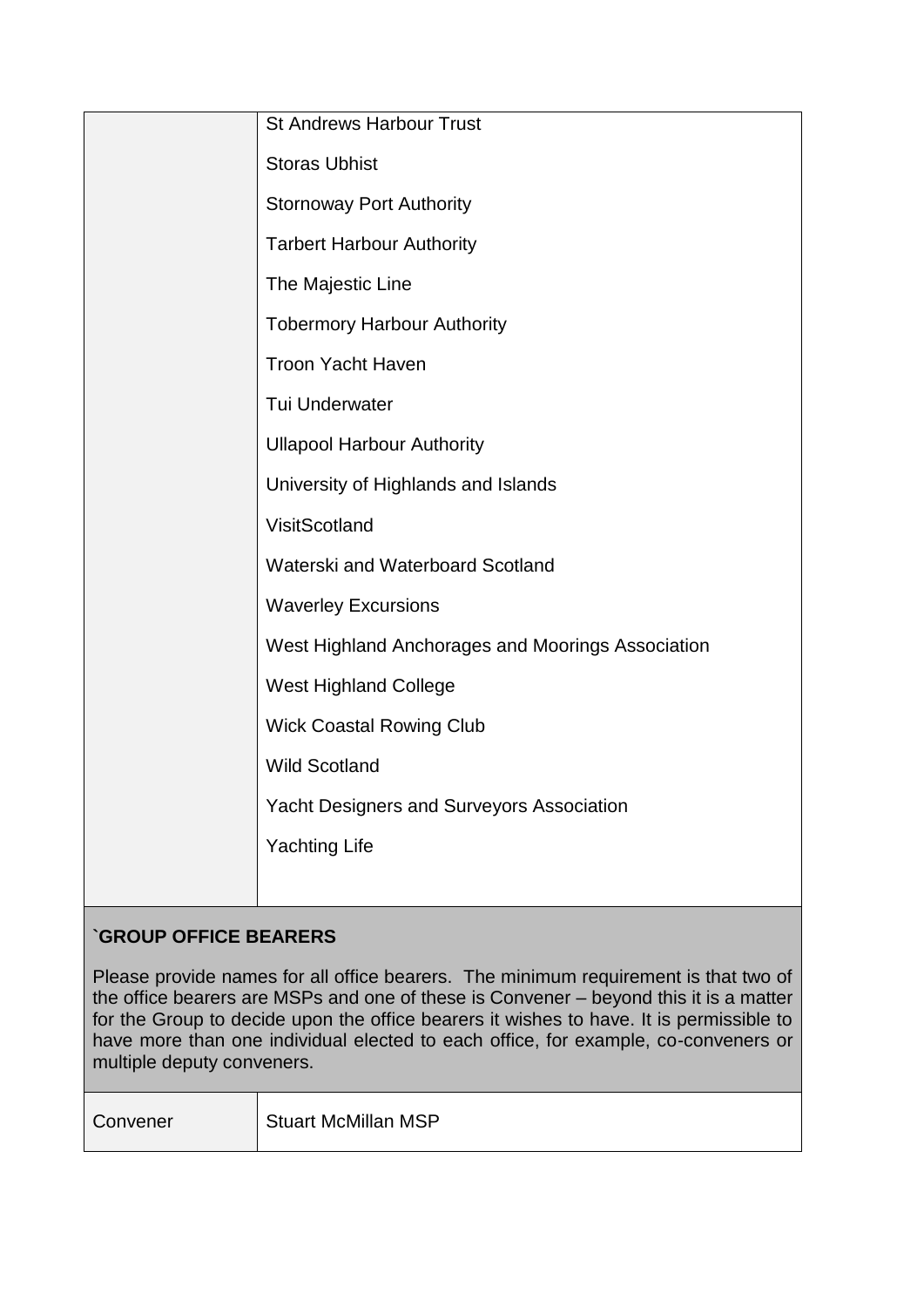| | |
|---|---|
| | St Andrews Harbour Trust<br><br>Storas Ubhist<br><br>Stornoway Port Authority<br><br>Tarbert Harbour Authority<br><br>The Majestic Line<br><br>Tobermory Harbour Authority<br><br>Troon Yacht Haven<br><br>Tui Underwater<br><br>Ullapool Harbour Authority<br><br>University of Highlands and Islands<br><br>VisitScotland<br><br>Waterski and Waterboard Scotland<br><br>Waverley Excursions<br><br>West Highland Anchorages and Moorings Association<br><br>West Highland College<br><br>Wick Coastal Rowing Club<br><br>Wild Scotland<br><br>Yacht Designers and Surveyors Association<br><br>Yachting Life |

**`GROUP OFFICE BEARERS**

Please provide names for all office bearers. The minimum requirement is that two of the office bearers are MSPs and one of these is Convener – beyond this it is a matter for the Group to decide upon the office bearers it wishes to have. It is permissible to have more than one individual elected to each office, for example, co-conveners or multiple deputy conveners.

| | |
|---|---|
| Convener | Stuart McMillan MSP |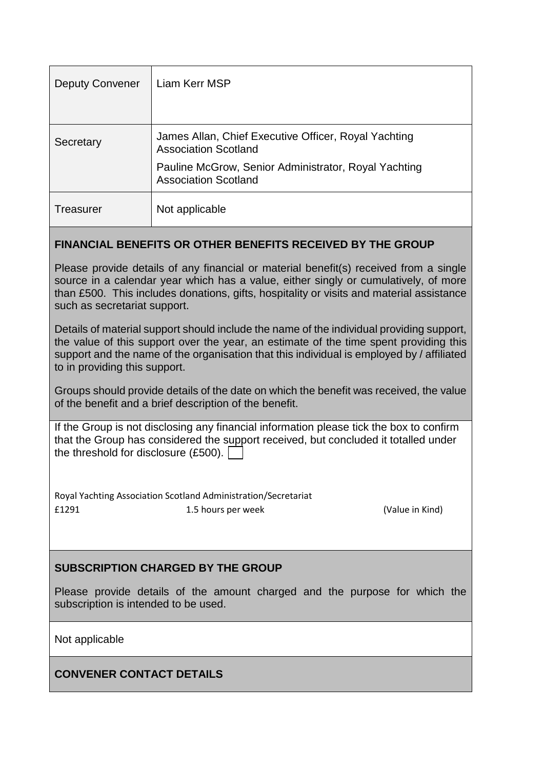| Deputy Convener | Liam Kerr MSP |
| --- | --- |
| Secretary | James Allan, Chief Executive Officer, Royal Yachting Association Scotland<br>Pauline McGrow, Senior Administrator, Royal Yachting Association Scotland |
| Treasurer | Not applicable |

**FINANCIAL BENEFITS OR OTHER BENEFITS RECEIVED BY THE GROUP**

Please provide details of any financial or material benefit(s) received from a single source in a calendar year which has a value, either singly or cumulatively, of more than £500. This includes donations, gifts, hospitality or visits and material assistance such as secretariat support.

Details of material support should include the name of the individual providing support, the value of this support over the year, an estimate of the time spent providing this support and the name of the organisation that this individual is employed by / affiliated to in providing this support.

Groups should provide details of the date on which the benefit was received, the value of the benefit and a brief description of the benefit.

If the Group is not disclosing any financial information please tick the box to confirm that the Group has considered the support received, but concluded it totalled under the threshold for disclosure (£500). ☐

Royal Yachting Association Scotland Administration/Secretariat

£1291 1.5 hours per week (Value in Kind)

**SUBSCRIPTION CHARGED BY THE GROUP**

Please provide details of the amount charged and the purpose for which the subscription is intended to be used.

Not applicable

**CONVENER CONTACT DETAILS**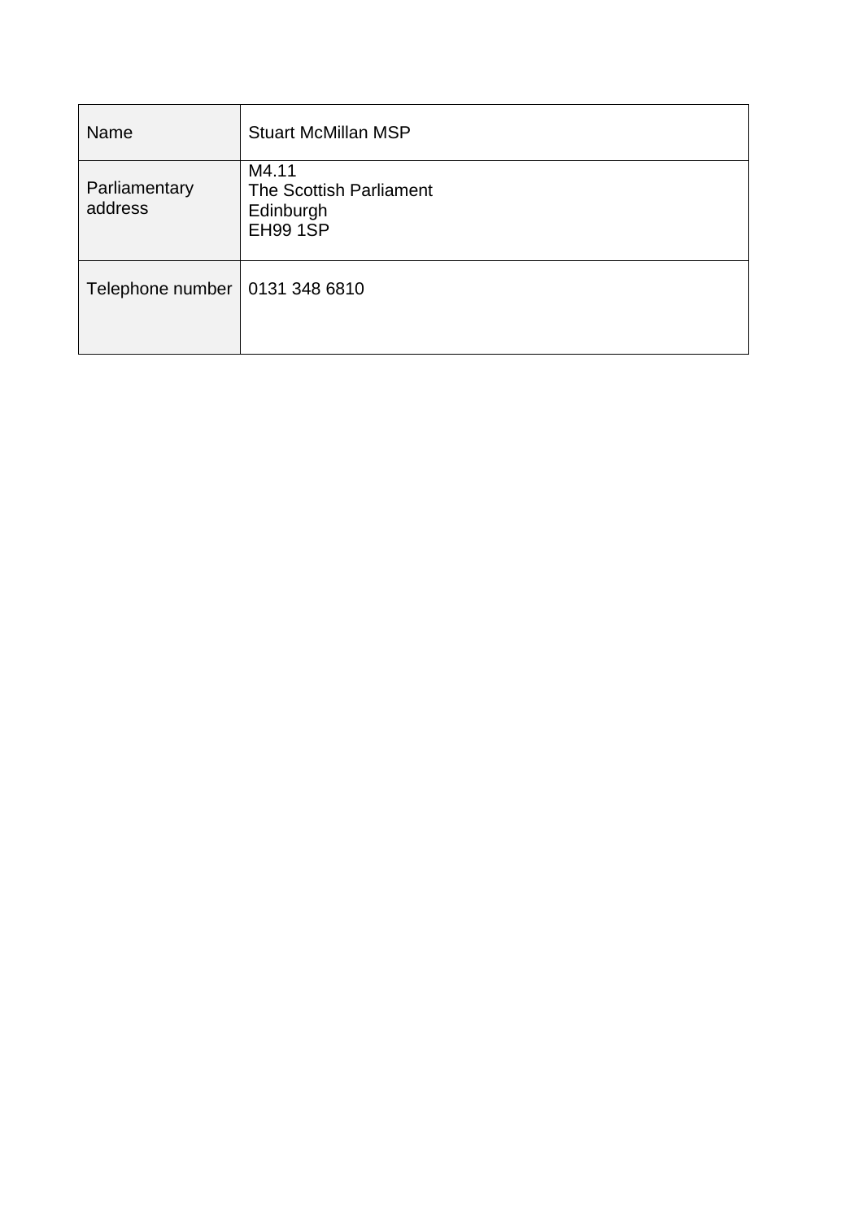| | |
|---|---|
| Name | Stuart McMillan MSP |
| Parliamentary address | M4.11<br>The Scottish Parliament<br>Edinburgh<br>EH99 1SP |
| Telephone number | 0131 348 6810 |